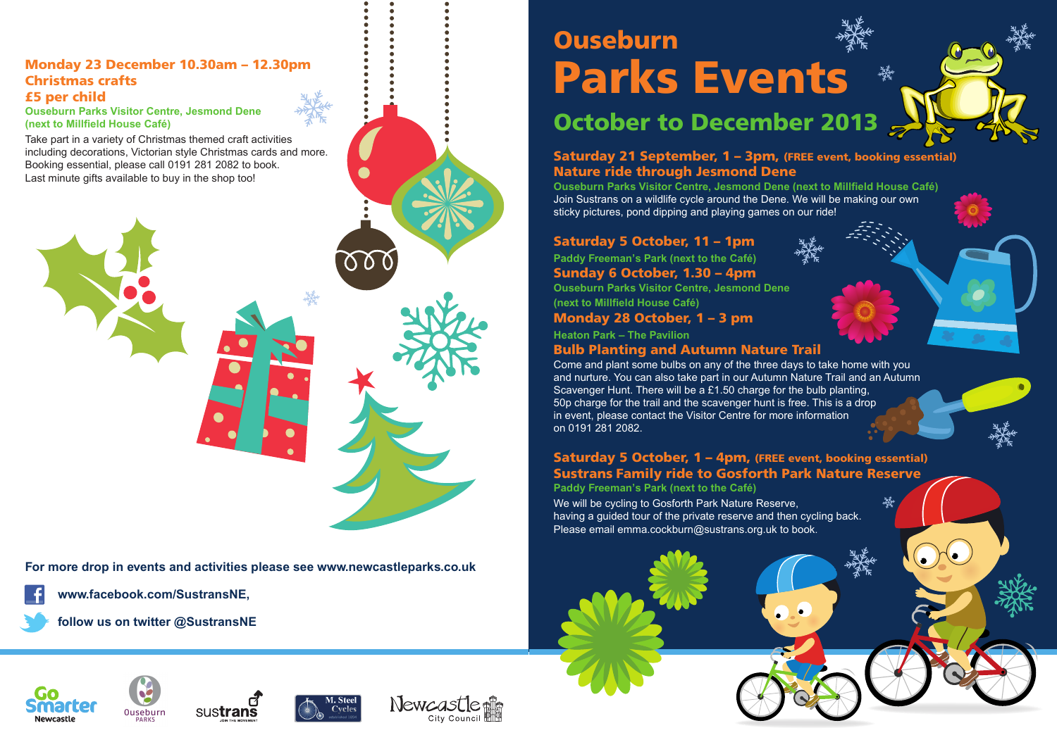# Ouseburn Parks Events

## October to December 2013

### Saturday 21 September, 1 – 3pm, (FREE event, booking essential)
### Nature ride through Jesmond Dene

**Ouseburn Parks Visitor Centre, Jesmond Dene (next to Millfield House Café)**

Join Sustrans on a wildlife cycle around the Dene. We will be making our own sticky pictures, pond dipping and playing games on our ride!

### Saturday 5 October, 11 – 1pm

**Paddy Freeman's Park (next to the Café)**

### Sunday 6 October, 1.30 – 4pm

**Ouseburn Parks Visitor Centre, Jesmond Dene (next to Millfield House Café)**

### Monday 28 October, 1 – 3 pm

**Heaton Park – The Pavilion**

### Bulb Planting and Autumn Nature Trail

Come and plant some bulbs on any of the three days to take home with you and nurture. You can also take part in our Autumn Nature Trail and an Autumn Scavenger Hunt. There will be a £1.50 charge for the bulb planting, 50p charge for the trail and the scavenger hunt is free. This is a drop in event, please contact the Visitor Centre for more information on 0191 281 2082.

### Saturday 5 October, 1 – 4pm, (FREE event, booking essential)
### Sustrans Family ride to Gosforth Park Nature Reserve

**Paddy Freeman's Park (next to the Café)**

We will be cycling to Gosforth Park Nature Reserve, having a guided tour of the private reserve and then cycling back. Please email emma.cockburn@sustrans.org.uk to book.

### Monday 23 December 10.30am – 12.30pm
### Christmas crafts
### £5 per child

**Ouseburn Parks Visitor Centre, Jesmond Dene (next to Millfield House Café)**

Take part in a variety of Christmas themed craft activities including decorations, Victorian style Christmas cards and more. Booking essential, please call 0191 281 2082 to book. Last minute gifts available to buy in the shop too!

**For more drop in events and activities please see www.newcastleparks.co.uk**

**www.facebook.com/SustransNE,**

**follow us on twitter @SustransNE**

Go Smarter Newcastle | Ouseburn Parks | Sustrans | M. Steel Cycles | Newcastle City Council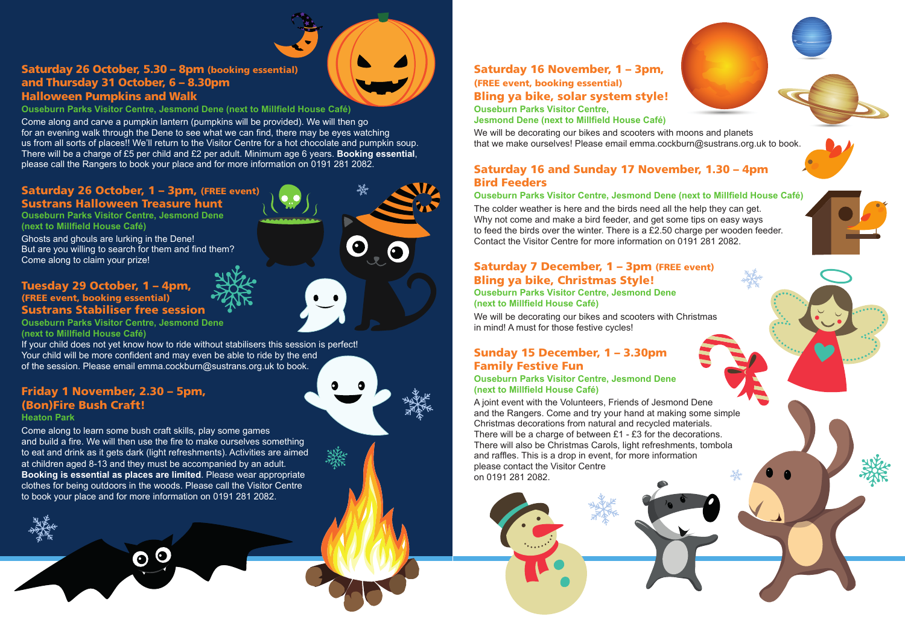## Saturday 26 October, 5.30 – 8pm (booking essential) and Thursday 31 October, 6 – 8.30pm
## Halloween Pumpkins and Walk

**Ouseburn Parks Visitor Centre, Jesmond Dene (next to Millfield House Café)**

Come along and carve a pumpkin lantern (pumpkins will be provided). We will then go for an evening walk through the Dene to see what we can find, there may be eyes watching us from all sorts of places!! We'll return to the Visitor Centre for a hot chocolate and pumpkin soup. There will be a charge of £5 per child and £2 per adult. Minimum age 6 years. **Booking essential**, please call the Rangers to book your place and for more information on 0191 281 2082.

## Saturday 26 October, 1 – 3pm, (FREE event)
## Sustrans Halloween Treasure hunt

**Ouseburn Parks Visitor Centre, Jesmond Dene (next to Millfield House Café)**

Ghosts and ghouls are lurking in the Dene!
But are you willing to search for them and find them?
Come along to claim your prize!

## Tuesday 29 October, 1 – 4pm, (FREE event, booking essential)
## Sustrans Stabiliser free session

**Ouseburn Parks Visitor Centre, Jesmond Dene (next to Millfield House Café)**

If your child does not yet know how to ride without stabilisers this session is perfect! Your child will be more confident and may even be able to ride by the end of the session. Please email emma.cockburn@sustrans.org.uk to book.

## Friday 1 November, 2.30 – 5pm,
## (Bon)Fire Bush Craft!

**Heaton Park**

Come along to learn some bush craft skills, play some games and build a fire. We will then use the fire to make ourselves something to eat and drink as it gets dark (light refreshments). Activities are aimed at children aged 8-13 and they must be accompanied by an adult. **Booking is essential as places are limited**. Please wear appropriate clothes for being outdoors in the woods. Please call the Visitor Centre to book your place and for more information on 0191 281 2082.

## Saturday 16 November, 1 – 3pm, (FREE event, booking essential)
## Bling ya bike, solar system style!

**Ouseburn Parks Visitor Centre, Jesmond Dene (next to Millfield House Café)**

We will be decorating our bikes and scooters with moons and planets that we make ourselves! Please email emma.cockburn@sustrans.org.uk to book.

## Saturday 16 and Sunday 17 November, 1.30 – 4pm
## Bird Feeders

**Ouseburn Parks Visitor Centre, Jesmond Dene (next to Millfield House Café)**

The colder weather is here and the birds need all the help they can get. Why not come and make a bird feeder, and get some tips on easy ways to feed the birds over the winter. There is a £2.50 charge per wooden feeder. Contact the Visitor Centre for more information on 0191 281 2082.

## Saturday 7 December, 1 – 3pm (FREE event)
## Bling ya bike, Christmas Style!

**Ouseburn Parks Visitor Centre, Jesmond Dene (next to Millfield House Café)**

We will be decorating our bikes and scooters with Christmas in mind! A must for those festive cycles!

## Sunday 15 December, 1 – 3.30pm
## Family Festive Fun

**Ouseburn Parks Visitor Centre, Jesmond Dene (next to Millfield House Café)**

A joint event with the Volunteers, Friends of Jesmond Dene and the Rangers. Come and try your hand at making some simple Christmas decorations from natural and recycled materials. There will be a charge of between £1 - £3 for the decorations. There will also be Christmas Carols, light refreshments, tombola and raffles. This is a drop in event, for more information please contact the Visitor Centre on 0191 281 2082.